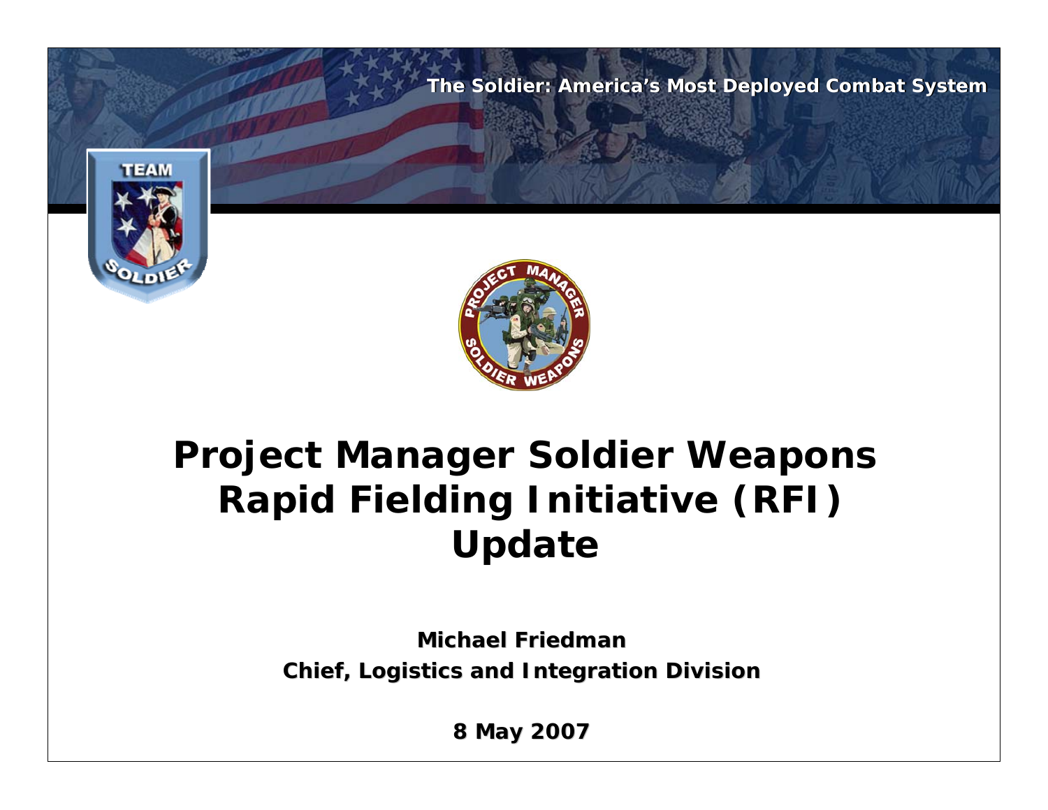The Soldier: America's Most Deployed Combat System

# Project Manager Soldier Weapons Rapid Fielding Initiative (RFI) Update

**Michael Friedman**

**Chief, Logistics and Integration Division**

**8 May 2007**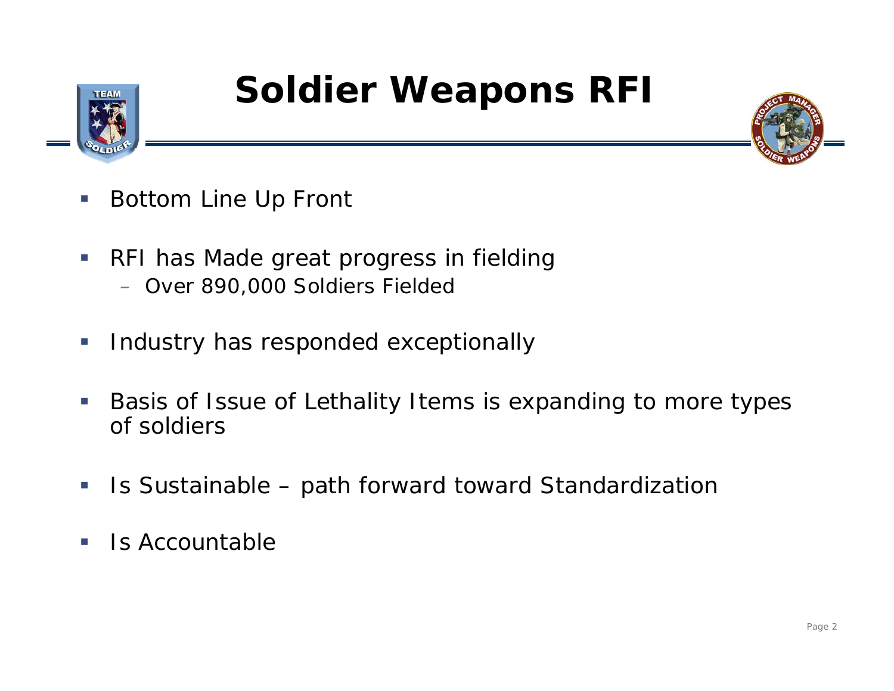# Soldier Weapons RFI

- Bottom Line Up Front
- RFI has Made great progress in fielding
  - Over 890,000 Soldiers Fielded
- Industry has responded exceptionally
- Basis of Issue of Lethality Items is expanding to more types of soldiers
- Is Sustainable – path forward toward Standardization
- Is Accountable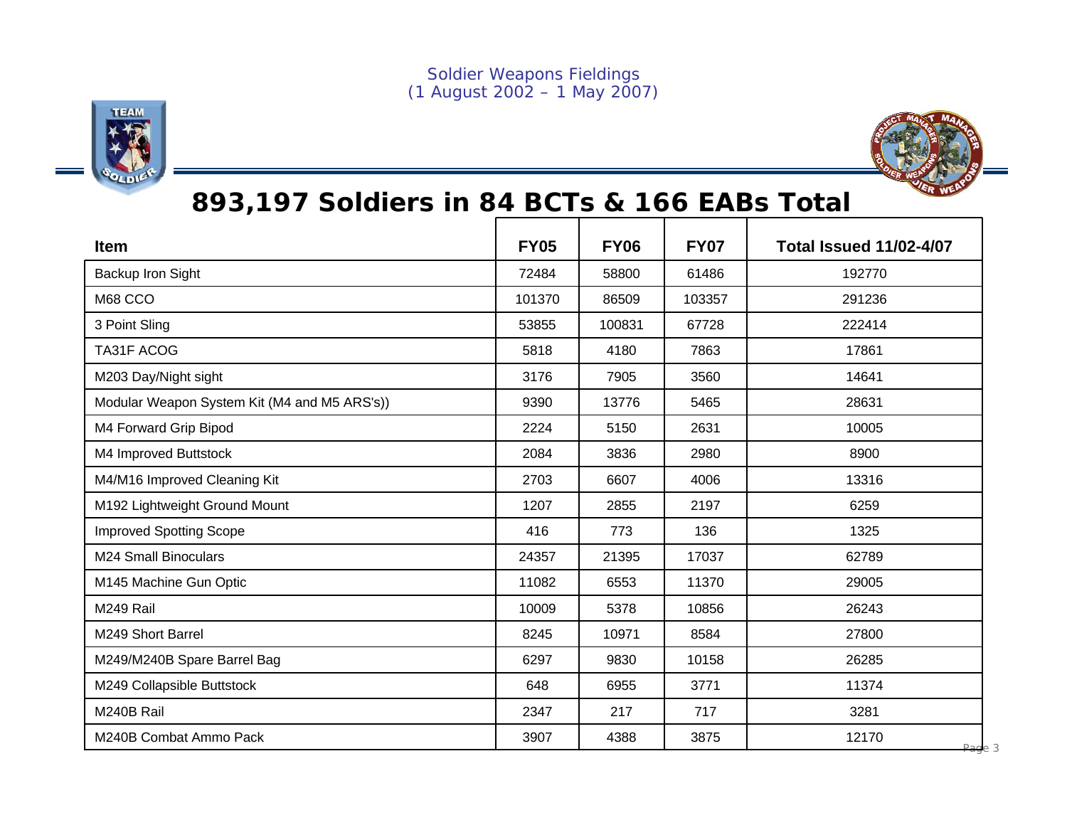Soldier Weapons Fieldings
(1 August 2002 – 1 May 2007)

# 893,197 Soldiers in 84 BCTs & 166 EABs Total

| Item | FY05 | FY06 | FY07 | Total Issued 11/02-4/07 |
|---|---|---|---|---|
| Backup Iron Sight | 72484 | 58800 | 61486 | 192770 |
| M68 CCO | 101370 | 86509 | 103357 | 291236 |
| 3 Point Sling | 53855 | 100831 | 67728 | 222414 |
| TA31F ACOG | 5818 | 4180 | 7863 | 17861 |
| M203 Day/Night sight | 3176 | 7905 | 3560 | 14641 |
| Modular Weapon System Kit (M4 and M5 ARS's)) | 9390 | 13776 | 5465 | 28631 |
| M4 Forward Grip Bipod | 2224 | 5150 | 2631 | 10005 |
| M4 Improved Buttstock | 2084 | 3836 | 2980 | 8900 |
| M4/M16 Improved Cleaning Kit | 2703 | 6607 | 4006 | 13316 |
| M192 Lightweight Ground Mount | 1207 | 2855 | 2197 | 6259 |
| Improved Spotting Scope | 416 | 773 | 136 | 1325 |
| M24 Small Binoculars | 24357 | 21395 | 17037 | 62789 |
| M145 Machine Gun Optic | 11082 | 6553 | 11370 | 29005 |
| M249 Rail | 10009 | 5378 | 10856 | 26243 |
| M249 Short Barrel | 8245 | 10971 | 8584 | 27800 |
| M249/M240B Spare Barrel Bag | 6297 | 9830 | 10158 | 26285 |
| M249 Collapsible Buttstock | 648 | 6955 | 3771 | 11374 |
| M240B Rail | 2347 | 217 | 717 | 3281 |
| M240B Combat Ammo Pack | 3907 | 4388 | 3875 | 12170 |